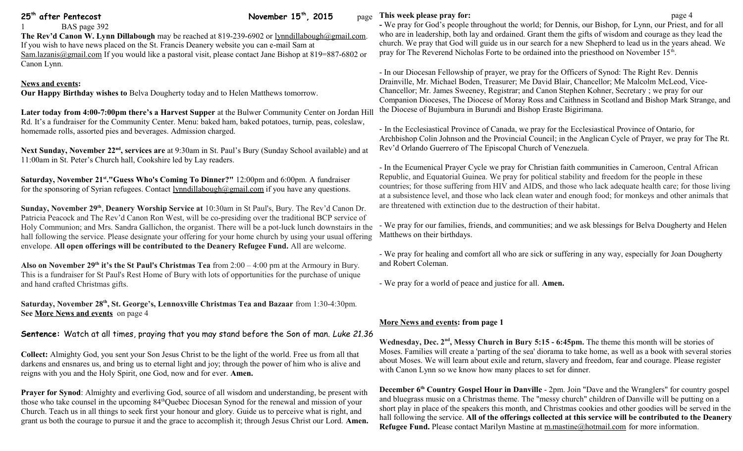**25th after Pentecost** **November 15th, 2015**

BAS page 392

**The Rev'd Canon W. Lynn Dillabough** may be reached at 819-239-6902 or lynndillabough@gmail.com. If you wish to have news placed on the St. Francis Deanery website you can e-mail Sam at Sam.lazanis@gmail.com If you would like a pastoral visit, please contact Jane Bishop at 819=887-6802 or Canon Lynn.

**News and events:**

**Our Happy Birthday wishes to** Belva Dougherty today and to Helen Matthews tomorrow.

**Later today from 4:00-7:00pm there's a Harvest Supper** at the Bulwer Community Center on Jordan Hill Rd. It's a fundraiser for the Community Center. Menu: baked ham, baked potatoes, turnip, peas, coleslaw, homemade rolls, assorted pies and beverages. Admission charged.

**Next Sunday, November 22nd, services are** at 9:30am in St. Paul's Bury (Sunday School available) and at 11:00am in St. Peter's Church hall, Cookshire led by Lay readers.

**Saturday, November 21st."Guess Who's Coming To Dinner?"** 12:00pm and 6:00pm. A fundraiser for the sponsoring of Syrian refugees. Contact lynndillabough@gmail.com if you have any questions.

**Sunday, November 29th**, **Deanery Worship Service at** 10:30am in St Paul's, Bury. The Rev'd Canon Dr. Patricia Peacock and The Rev'd Canon Ron West, will be co-presiding over the traditional BCP service of Holy Communion; and Mrs. Sandra Gallichon, the organist. There will be a pot-luck lunch downstairs in the hall following the service. Please designate your offering for your home church by using your usual offering envelope. **All open offerings will be contributed to the Deanery Refugee Fund.** All are welcome.

**Also on November 29th it's the St Paul's Christmas Tea** from 2:00 – 4:00 pm at the Armoury in Bury. This is a fundraiser for St Paul's Rest Home of Bury with lots of opportunities for the purchase of unique and hand crafted Christmas gifts.

**Saturday, November 28th, St. George's, Lennoxville Christmas Tea and Bazaar** from 1:30-4:30pm. **See More News and events** on page 4

**Sentence:** Watch at all times, praying that you may stand before the Son of man. *Luke 21.36*

**Collect:** Almighty God, you sent your Son Jesus Christ to be the light of the world. Free us from all that darkens and ensnares us, and bring us to eternal light and joy; through the power of him who is alive and reigns with you and the Holy Spirit, one God, now and for ever. **Amen.**

**Prayer for Synod**: Almighty and everliving God, source of all wisdom and understanding, be present with those who take counsel in the upcoming 84thQuebec Diocesan Synod for the renewal and mission of your Church. Teach us in all things to seek first your honour and glory. Guide us to perceive what is right, and grant us both the courage to pursue it and the grace to accomplish it; through Jesus Christ our Lord. **Amen.**

**This week please pray for:**

**-** We pray for God's people throughout the world; for Dennis, our Bishop, for Lynn, our Priest, and for all who are in leadership, both lay and ordained. Grant them the gifts of wisdom and courage as they lead the church. We pray that God will guide us in our search for a new Shepherd to lead us in the years ahead. We pray for The Reverend Nicholas Forte to be ordained into the priesthood on November 15th.

- In our Diocesan Fellowship of prayer, we pray for the Officers of Synod: The Right Rev. Dennis Drainville, Mr. Michael Boden, Treasurer; Me David Blair, Chancellor; Me Malcolm McLeod, Vice-Chancellor; Mr. James Sweeney, Registrar; and Canon Stephen Kohner, Secretary ; we pray for our Companion Dioceses, The Diocese of Moray Ross and Caithness in Scotland and Bishop Mark Strange, and the Diocese of Bujumbura in Burundi and Bishop Eraste Bigirimana.

- In the Ecclesiastical Province of Canada, we pray for the Ecclesiastical Province of Ontario, for Archbishop Colin Johnson and the Provincial Council; in the Anglican Cycle of Prayer, we pray for The Rt. Rev'd Orlando Guerrero of The Episcopal Church of Venezuela.

- In the Ecumenical Prayer Cycle we pray for Christian faith communities in Cameroon, Central African Republic, and Equatorial Guinea. We pray for political stability and freedom for the people in these countries; for those suffering from HIV and AIDS, and those who lack adequate health care; for those living at a subsistence level, and those who lack clean water and enough food; for monkeys and other animals that are threatened with extinction due to the destruction of their habitat.

- We pray for our families, friends, and communities; and we ask blessings for Belva Dougherty and Helen Matthews on their birthdays.

- We pray for healing and comfort all who are sick or suffering in any way, especially for Joan Dougherty and Robert Coleman.

- We pray for a world of peace and justice for all. **Amen.**

**More News and events: from page 1**

**Wednesday, Dec. 2nd, Messy Church in Bury 5:15 - 6:45pm.** The theme this month will be stories of Moses. Families will create a 'parting of the sea' diorama to take home, as well as a book with several stories about Moses. We will learn about exile and return, slavery and freedom, fear and courage. Please register with Canon Lynn so we know how many places to set for dinner.

**December 6th Country Gospel Hour in Danville** - 2pm. Join "Dave and the Wranglers" for country gospel and bluegrass music on a Christmas theme. The "messy church" children of Danville will be putting on a short play in place of the speakers this month, and Christmas cookies and other goodies will be served in the hall following the service. **All of the offerings collected at this service will be contributed to the Deanery Refugee Fund.** Please contact Marilyn Mastine at m.mastine@hotmail.com for more information.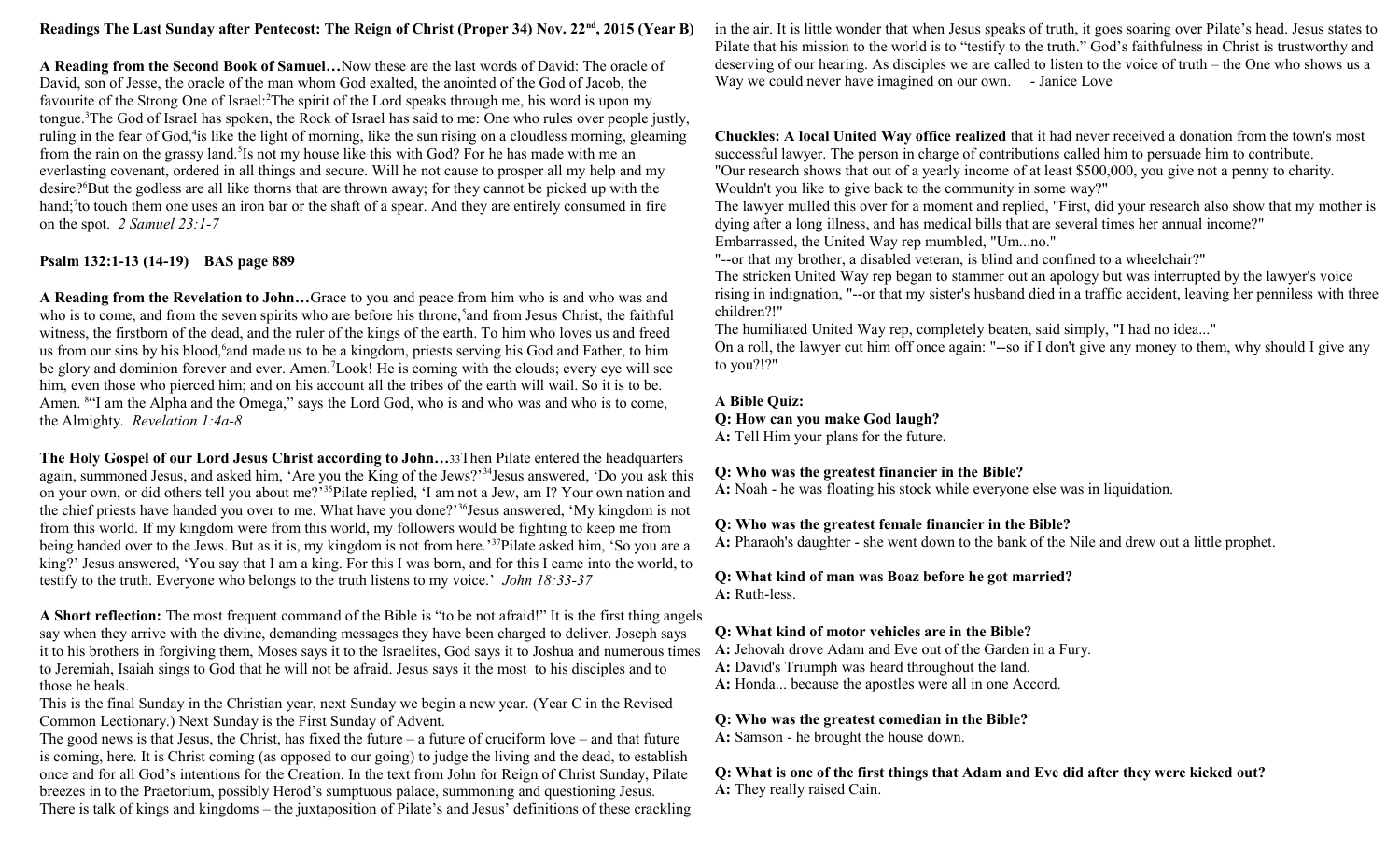**Readings The Last Sunday after Pentecost: The Reign of Christ (Proper 34) Nov. 22nd, 2015 (Year B)**

**A Reading from the Second Book of Samuel…**Now these are the last words of David: The oracle of David, son of Jesse, the oracle of the man whom God exalted, the anointed of the God of Jacob, the favourite of the Strong One of Israel:[2]The spirit of the Lord speaks through me, his word is upon my tongue.[3]The God of Israel has spoken, the Rock of Israel has said to me: One who rules over people justly, ruling in the fear of God,[4]is like the light of morning, like the sun rising on a cloudless morning, gleaming from the rain on the grassy land.[5]Is not my house like this with God? For he has made with me an everlasting covenant, ordered in all things and secure. Will he not cause to prosper all my help and my desire?[6]But the godless are all like thorns that are thrown away; for they cannot be picked up with the hand;[7]to touch them one uses an iron bar or the shaft of a spear. And they are entirely consumed in fire on the spot. *2 Samuel 23:1-7*

**Psalm 132:1-13 (14-19) BAS page 889**

**A Reading from the Revelation to John…**Grace to you and peace from him who is and who was and who is to come, and from the seven spirits who are before his throne,[5]and from Jesus Christ, the faithful witness, the firstborn of the dead, and the ruler of the kings of the earth. To him who loves us and freed us from our sins by his blood,[6]and made us to be a kingdom, priests serving his God and Father, to him be glory and dominion forever and ever. Amen.[7]Look! He is coming with the clouds; every eye will see him, even those who pierced him; and on his account all the tribes of the earth will wail. So it is to be. Amen. [8]"I am the Alpha and the Omega," says the Lord God, who is and who was and who is to come, the Almighty. *Revelation 1:4a-8*

**The Holy Gospel of our Lord Jesus Christ according to John…**33Then Pilate entered the headquarters again, summoned Jesus, and asked him, 'Are you the King of the Jews?'[34]Jesus answered, 'Do you ask this on your own, or did others tell you about me?'[35]Pilate replied, 'I am not a Jew, am I? Your own nation and the chief priests have handed you over to me. What have you done?'[36]Jesus answered, 'My kingdom is not from this world. If my kingdom were from this world, my followers would be fighting to keep me from being handed over to the Jews. But as it is, my kingdom is not from here.'[37]Pilate asked him, 'So you are a king?' Jesus answered, 'You say that I am a king. For this I was born, and for this I came into the world, to testify to the truth. Everyone who belongs to the truth listens to my voice.' *John 18:33-37*

**A Short reflection:** The most frequent command of the Bible is "to be not afraid!" It is the first thing angels say when they arrive with the divine, demanding messages they have been charged to deliver. Joseph says it to his brothers in forgiving them, Moses says it to the Israelites, God says it to Joshua and numerous times to Jeremiah, Isaiah sings to God that he will not be afraid. Jesus says it the most to his disciples and to those he heals.

This is the final Sunday in the Christian year, next Sunday we begin a new year. (Year C in the Revised Common Lectionary.) Next Sunday is the First Sunday of Advent.

The good news is that Jesus, the Christ, has fixed the future – a future of cruciform love – and that future is coming, here. It is Christ coming (as opposed to our going) to judge the living and the dead, to establish once and for all God's intentions for the Creation. In the text from John for Reign of Christ Sunday, Pilate breezes in to the Praetorium, possibly Herod's sumptuous palace, summoning and questioning Jesus. There is talk of kings and kingdoms – the juxtaposition of Pilate's and Jesus' definitions of these crackling in the air. It is little wonder that when Jesus speaks of truth, it goes soaring over Pilate's head. Jesus states to Pilate that his mission to the world is to "testify to the truth." God's faithfulness in Christ is trustworthy and deserving of our hearing. As disciples we are called to listen to the voice of truth – the One who shows us a Way we could never have imagined on our own. - Janice Love

**Chuckles: A local United Way office realized** that it had never received a donation from the town's most successful lawyer. The person in charge of contributions called him to persuade him to contribute.
"Our research shows that out of a yearly income of at least $500,000, you give not a penny to charity. Wouldn't you like to give back to the community in some way?"
The lawyer mulled this over for a moment and replied, "First, did your research also show that my mother is dying after a long illness, and has medical bills that are several times her annual income?"
Embarrassed, the United Way rep mumbled, "Um...no."
"--or that my brother, a disabled veteran, is blind and confined to a wheelchair?"
The stricken United Way rep began to stammer out an apology but was interrupted by the lawyer's voice rising in indignation, "--or that my sister's husband died in a traffic accident, leaving her penniless with three children?!"
The humiliated United Way rep, completely beaten, said simply, "I had no idea..."
On a roll, the lawyer cut him off once again: "--so if I don't give any money to them, why should I give any to you?!?"

**A Bible Quiz:**

**Q: How can you make God laugh?**
**A:** Tell Him your plans for the future.

**Q: Who was the greatest financier in the Bible?**
**A:** Noah - he was floating his stock while everyone else was in liquidation.

**Q: Who was the greatest female financier in the Bible?**
**A:** Pharaoh's daughter - she went down to the bank of the Nile and drew out a little prophet.

**Q: What kind of man was Boaz before he got married?**
**A:** Ruth-less.

**Q: What kind of motor vehicles are in the Bible?**
**A:** Jehovah drove Adam and Eve out of the Garden in a Fury.
**A:** David's Triumph was heard throughout the land.
**A:** Honda... because the apostles were all in one Accord.

**Q: Who was the greatest comedian in the Bible?**
**A:** Samson - he brought the house down.

**Q: What is one of the first things that Adam and Eve did after they were kicked out?**
**A:** They really raised Cain.